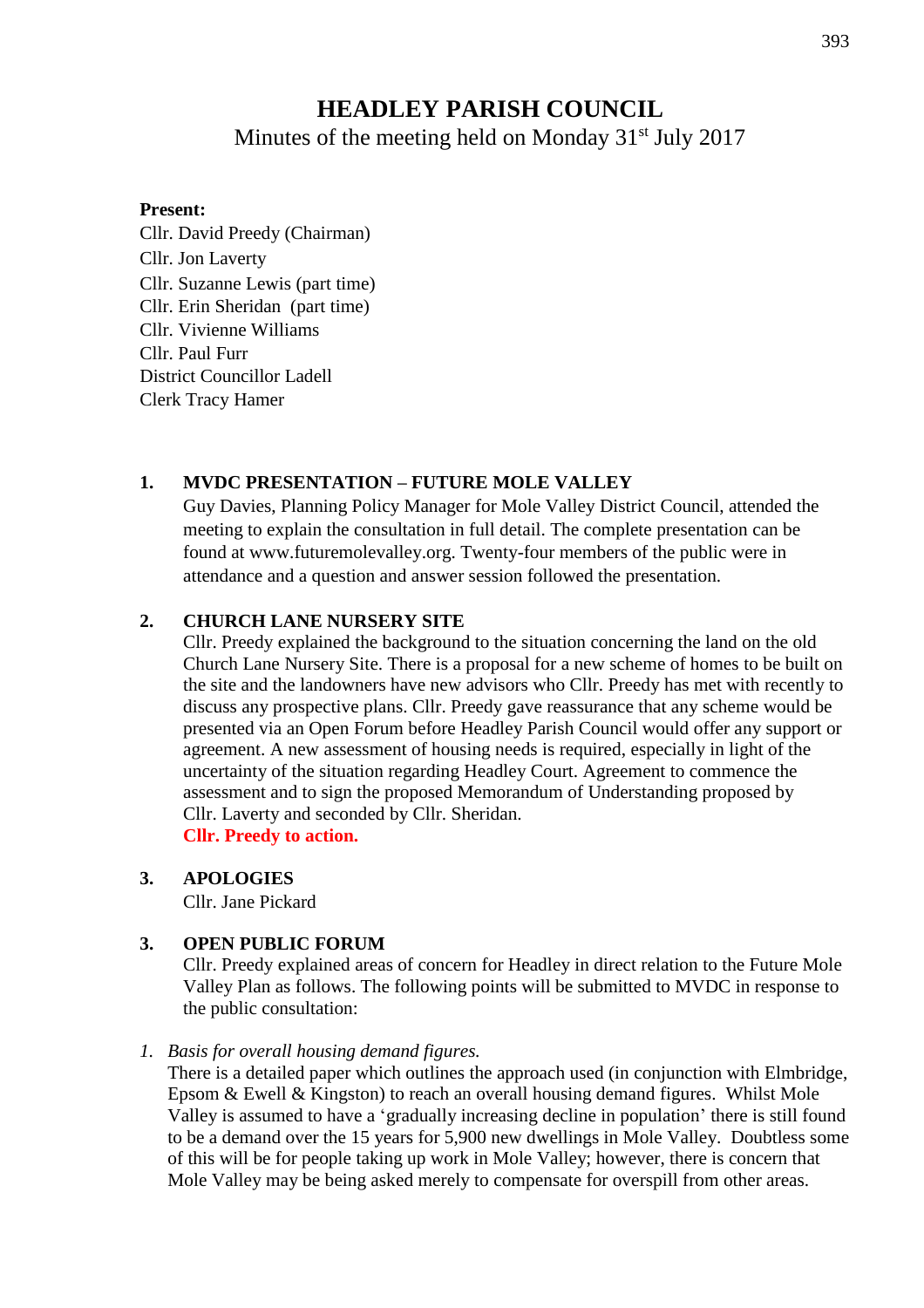# HEADLEY PARISH COUNCIL

Minutes of the meeting held on Monday 31st July 2017

**Present:**

Cllr. David Preedy (Chairman)
Cllr. Jon Laverty
Cllr. Suzanne Lewis (part time)
Cllr. Erin Sheridan (part time)
Cllr. Vivienne Williams
Cllr. Paul Furr
District Councillor Ladell
Clerk Tracy Hamer

## 1. MVDC PRESENTATION – FUTURE MOLE VALLEY

Guy Davies, Planning Policy Manager for Mole Valley District Council, attended the meeting to explain the consultation in full detail. The complete presentation can be found at www.futuremolevalley.org. Twenty-four members of the public were in attendance and a question and answer session followed the presentation.

## 2. CHURCH LANE NURSERY SITE

Cllr. Preedy explained the background to the situation concerning the land on the old Church Lane Nursery Site. There is a proposal for a new scheme of homes to be built on the site and the landowners have new advisors who Cllr. Preedy has met with recently to discuss any prospective plans. Cllr. Preedy gave reassurance that any scheme would be presented via an Open Forum before Headley Parish Council would offer any support or agreement. A new assessment of housing needs is required, especially in light of the uncertainty of the situation regarding Headley Court. Agreement to commence the assessment and to sign the proposed Memorandum of Understanding proposed by Cllr. Laverty and seconded by Cllr. Sheridan.

**Cllr. Preedy to action.**

## 3. APOLOGIES

Cllr. Jane Pickard

## 3. OPEN PUBLIC FORUM

Cllr. Preedy explained areas of concern for Headley in direct relation to the Future Mole Valley Plan as follows. The following points will be submitted to MVDC in response to the public consultation:

1. *Basis for overall housing demand figures.*

   There is a detailed paper which outlines the approach used (in conjunction with Elmbridge, Epsom & Ewell & Kingston) to reach an overall housing demand figures. Whilst Mole Valley is assumed to have a 'gradually increasing decline in population' there is still found to be a demand over the 15 years for 5,900 new dwellings in Mole Valley. Doubtless some of this will be for people taking up work in Mole Valley; however, there is concern that Mole Valley may be being asked merely to compensate for overspill from other areas.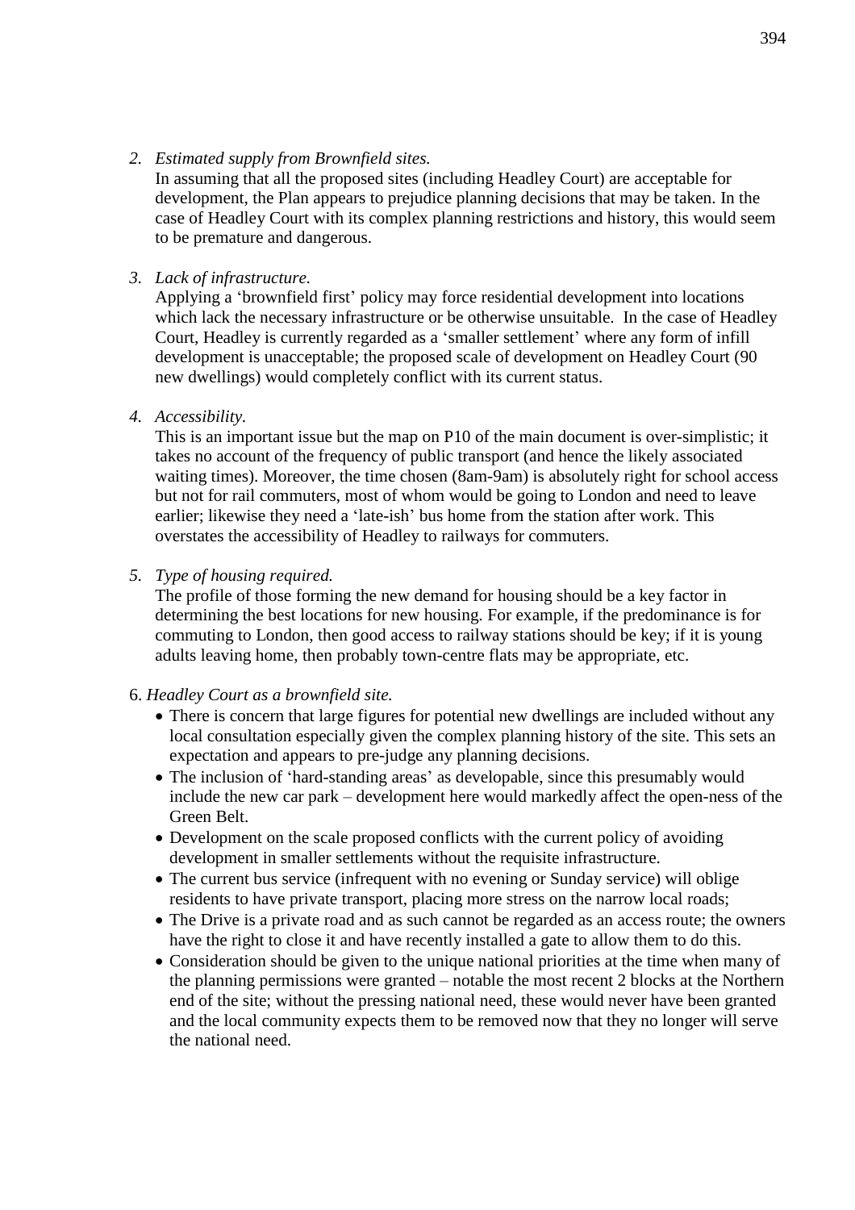2. *Estimated supply from Brownfield sites.*
   In assuming that all the proposed sites (including Headley Court) are acceptable for development, the Plan appears to prejudice planning decisions that may be taken. In the case of Headley Court with its complex planning restrictions and history, this would seem to be premature and dangerous.

3. *Lack of infrastructure.*
   Applying a 'brownfield first' policy may force residential development into locations which lack the necessary infrastructure or be otherwise unsuitable. In the case of Headley Court, Headley is currently regarded as a 'smaller settlement' where any form of infill development is unacceptable; the proposed scale of development on Headley Court (90 new dwellings) would completely conflict with its current status.

4. *Accessibility.*
   This is an important issue but the map on P10 of the main document is over-simplistic; it takes no account of the frequency of public transport (and hence the likely associated waiting times). Moreover, the time chosen (8am-9am) is absolutely right for school access but not for rail commuters, most of whom would be going to London and need to leave earlier; likewise they need a 'late-ish' bus home from the station after work. This overstates the accessibility of Headley to railways for commuters.

5. *Type of housing required.*
   The profile of those forming the new demand for housing should be a key factor in determining the best locations for new housing. For example, if the predominance is for commuting to London, then good access to railway stations should be key; if it is young adults leaving home, then probably town-centre flats may be appropriate, etc.

6. *Headley Court as a brownfield site.*
   - There is concern that large figures for potential new dwellings are included without any local consultation especially given the complex planning history of the site. This sets an expectation and appears to pre-judge any planning decisions.
   - The inclusion of 'hard-standing areas' as developable, since this presumably would include the new car park – development here would markedly affect the open-ness of the Green Belt.
   - Development on the scale proposed conflicts with the current policy of avoiding development in smaller settlements without the requisite infrastructure.
   - The current bus service (infrequent with no evening or Sunday service) will oblige residents to have private transport, placing more stress on the narrow local roads;
   - The Drive is a private road and as such cannot be regarded as an access route; the owners have the right to close it and have recently installed a gate to allow them to do this.
   - Consideration should be given to the unique national priorities at the time when many of the planning permissions were granted – notable the most recent 2 blocks at the Northern end of the site; without the pressing national need, these would never have been granted and the local community expects them to be removed now that they no longer will serve the national need.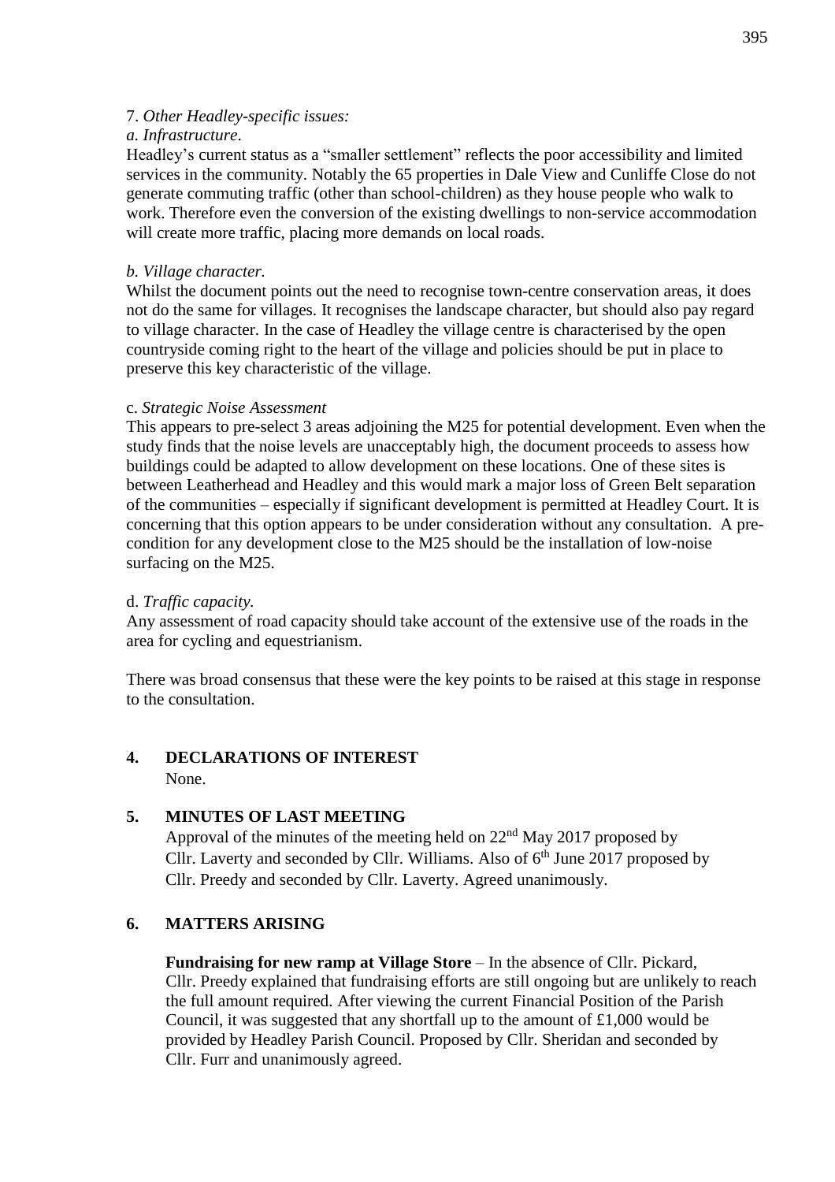7. *Other Headley-specific issues:*

*a. Infrastructure*.

Headley's current status as a "smaller settlement" reflects the poor accessibility and limited services in the community. Notably the 65 properties in Dale View and Cunliffe Close do not generate commuting traffic (other than school-children) as they house people who walk to work. Therefore even the conversion of the existing dwellings to non-service accommodation will create more traffic, placing more demands on local roads.

*b. Village character.*

Whilst the document points out the need to recognise town-centre conservation areas, it does not do the same for villages. It recognises the landscape character, but should also pay regard to village character. In the case of Headley the village centre is characterised by the open countryside coming right to the heart of the village and policies should be put in place to preserve this key characteristic of the village.

c. *Strategic Noise Assessment*

This appears to pre-select 3 areas adjoining the M25 for potential development. Even when the study finds that the noise levels are unacceptably high, the document proceeds to assess how buildings could be adapted to allow development on these locations. One of these sites is between Leatherhead and Headley and this would mark a major loss of Green Belt separation of the communities – especially if significant development is permitted at Headley Court. It is concerning that this option appears to be under consideration without any consultation. A pre-condition for any development close to the M25 should be the installation of low-noise surfacing on the M25.

d. *Traffic capacity.*

Any assessment of road capacity should take account of the extensive use of the roads in the area for cycling and equestrianism.

There was broad consensus that these were the key points to be raised at this stage in response to the consultation.

## 4. DECLARATIONS OF INTEREST

None.

## 5. MINUTES OF LAST MEETING

Approval of the minutes of the meeting held on 22nd May 2017 proposed by Cllr. Laverty and seconded by Cllr. Williams. Also of 6th June 2017 proposed by Cllr. Preedy and seconded by Cllr. Laverty. Agreed unanimously.

## 6. MATTERS ARISING

**Fundraising for new ramp at Village Store** – In the absence of Cllr. Pickard, Cllr. Preedy explained that fundraising efforts are still ongoing but are unlikely to reach the full amount required. After viewing the current Financial Position of the Parish Council, it was suggested that any shortfall up to the amount of £1,000 would be provided by Headley Parish Council. Proposed by Cllr. Sheridan and seconded by Cllr. Furr and unanimously agreed.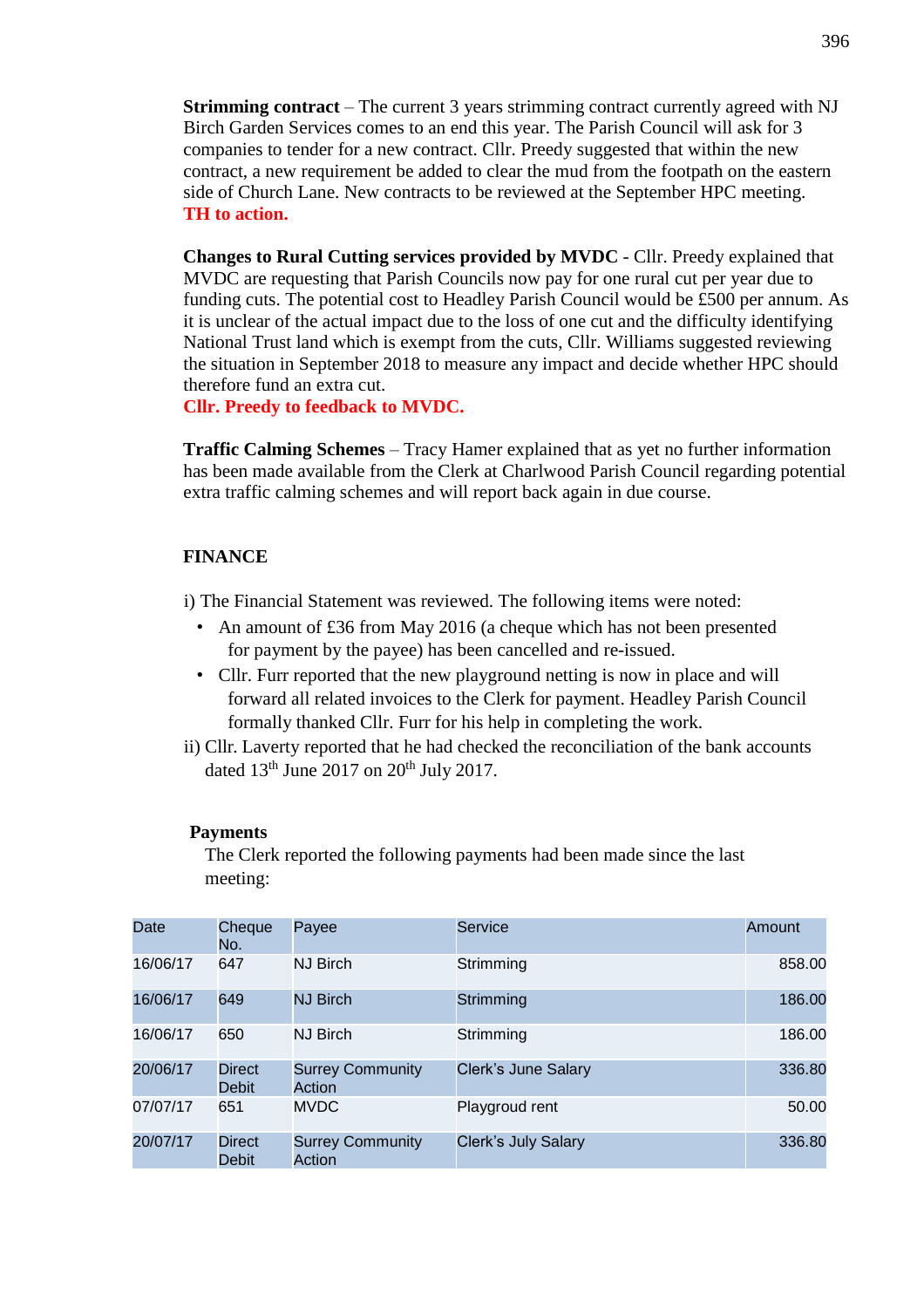**Strimming contract** – The current 3 years strimming contract currently agreed with NJ Birch Garden Services comes to an end this year. The Parish Council will ask for 3 companies to tender for a new contract. Cllr. Preedy suggested that within the new contract, a new requirement be added to clear the mud from the footpath on the eastern side of Church Lane. New contracts to be reviewed at the September HPC meeting.
**TH to action.**

**Changes to Rural Cutting services provided by MVDC** - Cllr. Preedy explained that MVDC are requesting that Parish Councils now pay for one rural cut per year due to funding cuts. The potential cost to Headley Parish Council would be £500 per annum. As it is unclear of the actual impact due to the loss of one cut and the difficulty identifying National Trust land which is exempt from the cuts, Cllr. Williams suggested reviewing the situation in September 2018 to measure any impact and decide whether HPC should therefore fund an extra cut.
**Cllr. Preedy to feedback to MVDC.**

**Traffic Calming Schemes** – Tracy Hamer explained that as yet no further information has been made available from the Clerk at Charlwood Parish Council regarding potential extra traffic calming schemes and will report back again in due course.

## FINANCE

i) The Financial Statement was reviewed. The following items were noted:

- An amount of £36 from May 2016 (a cheque which has not been presented for payment by the payee) has been cancelled and re-issued.
- Cllr. Furr reported that the new playground netting is now in place and will forward all related invoices to the Clerk for payment. Headley Parish Council formally thanked Cllr. Furr for his help in completing the work.

ii) Cllr. Laverty reported that he had checked the reconciliation of the bank accounts dated 13th June 2017 on 20th July 2017.

**Payments**

The Clerk reported the following payments had been made since the last meeting:

| Date | Cheque No. | Payee | Service | Amount |
|---|---|---|---|---|
| 16/06/17 | 647 | NJ Birch | Strimming | 858.00 |
| 16/06/17 | 649 | NJ Birch | Strimming | 186.00 |
| 16/06/17 | 650 | NJ Birch | Strimming | 186.00 |
| 20/06/17 | Direct Debit | Surrey Community Action | Clerk's June Salary | 336.80 |
| 07/07/17 | 651 | MVDC | Playgroud rent | 50.00 |
| 20/07/17 | Direct Debit | Surrey Community Action | Clerk's July Salary | 336.80 |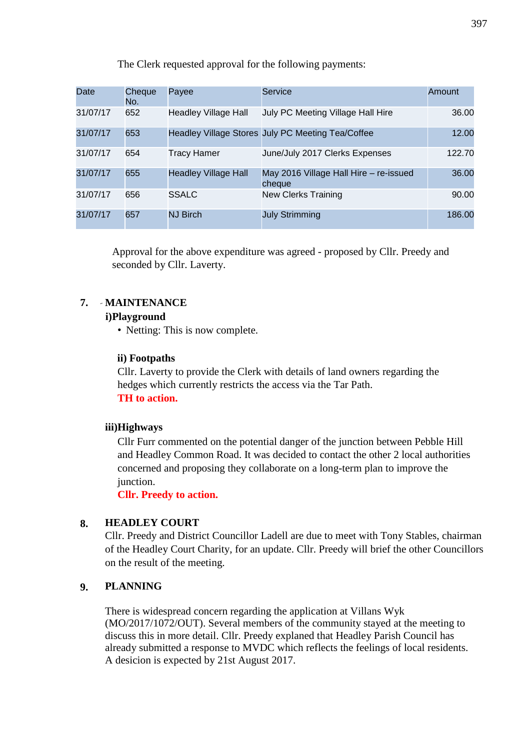The Clerk requested approval for the following payments:

| Date | Cheque No. | Payee | Service | Amount |
|---|---|---|---|---|
| 31/07/17 | 652 | Headley Village Hall | July PC Meeting Village Hall Hire | 36.00 |
| 31/07/17 | 653 | Headley Village Stores | July PC Meeting Tea/Coffee | 12.00 |
| 31/07/17 | 654 | Tracy Hamer | June/July 2017 Clerks Expenses | 122.70 |
| 31/07/17 | 655 | Headley Village Hall | May 2016 Village Hall Hire – re-issued cheque | 36.00 |
| 31/07/17 | 656 | SSALC | New Clerks Training | 90.00 |
| 31/07/17 | 657 | NJ Birch | July Strimming | 186.00 |

Approval for the above expenditure was agreed - proposed by Cllr. Preedy and seconded by Cllr. Laverty.

## 7. MAINTENANCE

**i)Playground**

- Netting: This is now complete.

**ii) Footpaths**

Cllr. Laverty to provide the Clerk with details of land owners regarding the hedges which currently restricts the access via the Tar Path.
**TH to action.**

**iii)Highways**

Cllr Furr commented on the potential danger of the junction between Pebble Hill and Headley Common Road. It was decided to contact the other 2 local authorities concerned and proposing they collaborate on a long-term plan to improve the junction.
**Cllr. Preedy to action.**

## 8. HEADLEY COURT

Cllr. Preedy and District Councillor Ladell are due to meet with Tony Stables, chairman of the Headley Court Charity, for an update. Cllr. Preedy will brief the other Councillors on the result of the meeting.

## 9. PLANNING

There is widespread concern regarding the application at Villans Wyk (MO/2017/1072/OUT). Several members of the community stayed at the meeting to discuss this in more detail. Cllr. Preedy explaned that Headley Parish Council has already submitted a response to MVDC which reflects the feelings of local residents. A desicion is expected by 21st August 2017.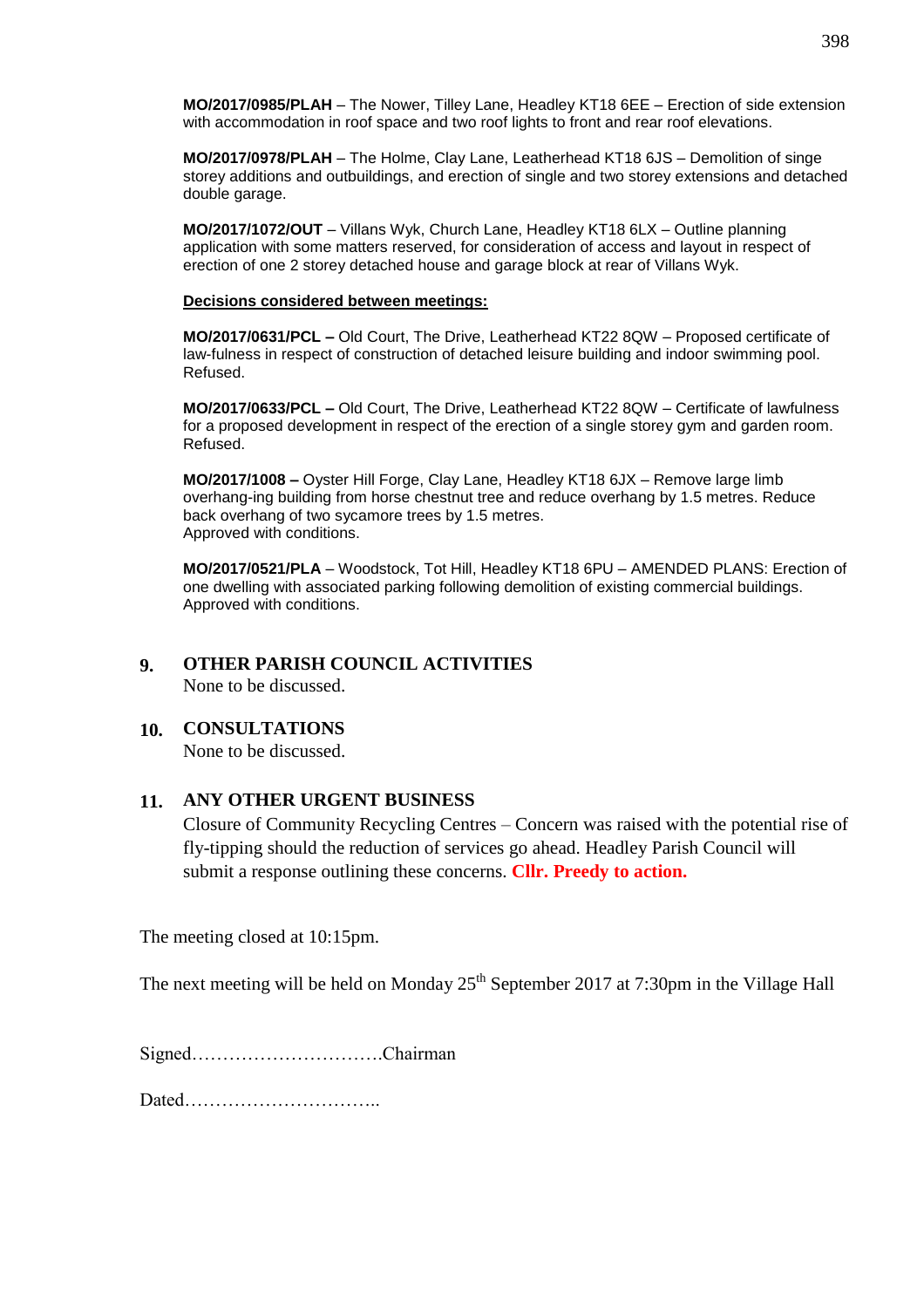**MO/2017/0985/PLAH** – The Nower, Tilley Lane, Headley KT18 6EE – Erection of side extension with accommodation in roof space and two roof lights to front and rear roof elevations.

**MO/2017/0978/PLAH** – The Holme, Clay Lane, Leatherhead KT18 6JS – Demolition of singe storey additions and outbuildings, and erection of single and two storey extensions and detached double garage.

**MO/2017/1072/OUT** – Villans Wyk, Church Lane, Headley KT18 6LX – Outline planning application with some matters reserved, for consideration of access and layout in respect of erection of one 2 storey detached house and garage block at rear of Villans Wyk.

**Decisions considered between meetings:**

**MO/2017/0631/PCL –** Old Court, The Drive, Leatherhead KT22 8QW – Proposed certificate of law-fulness in respect of construction of detached leisure building and indoor swimming pool. Refused.

**MO/2017/0633/PCL –** Old Court, The Drive, Leatherhead KT22 8QW – Certificate of lawfulness for a proposed development in respect of the erection of a single storey gym and garden room. Refused.

**MO/2017/1008 –** Oyster Hill Forge, Clay Lane, Headley KT18 6JX – Remove large limb overhang-ing building from horse chestnut tree and reduce overhang by 1.5 metres. Reduce back overhang of two sycamore trees by 1.5 metres.
Approved with conditions.

**MO/2017/0521/PLA** – Woodstock, Tot Hill, Headley KT18 6PU – AMENDED PLANS: Erection of one dwelling with associated parking following demolition of existing commercial buildings. Approved with conditions.

## 9. OTHER PARISH COUNCIL ACTIVITIES

None to be discussed.

## 10. CONSULTATIONS

None to be discussed.

## 11. ANY OTHER URGENT BUSINESS

Closure of Community Recycling Centres – Concern was raised with the potential rise of fly-tipping should the reduction of services go ahead. Headley Parish Council will submit a response outlining these concerns. **Cllr. Preedy to action.**

The meeting closed at 10:15pm.

The next meeting will be held on Monday 25th September 2017 at 7:30pm in the Village Hall

Signed………………………….Chairman

Dated…………………………..